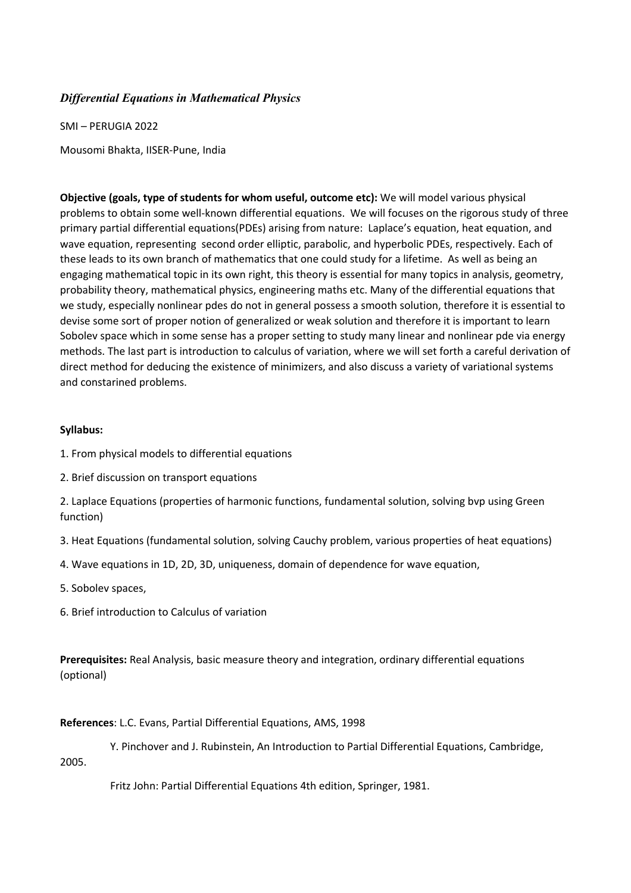*Differential Equations in Mathematical Physics*

SMI – PERUGIA 2022

Mousomi Bhakta, IISER-Pune, India

**Objective (goals, type of students for whom useful, outcome etc):** We will model various physical problems to obtain some well-known differential equations. We will focuses on the rigorous study of three primary partial differential equations(PDEs) arising from nature: Laplace's equation, heat equation, and wave equation, representing second order elliptic, parabolic, and hyperbolic PDEs, respectively. Each of these leads to its own branch of mathematics that one could study for a lifetime. As well as being an engaging mathematical topic in its own right, this theory is essential for many topics in analysis, geometry, probability theory, mathematical physics, engineering maths etc. Many of the differential equations that we study, especially nonlinear pdes do not in general possess a smooth solution, therefore it is essential to devise some sort of proper notion of generalized or weak solution and therefore it is important to learn Sobolev space which in some sense has a proper setting to study many linear and nonlinear pde via energy methods. The last part is introduction to calculus of variation, where we will set forth a careful derivation of direct method for deducing the existence of minimizers, and also discuss a variety of variational systems and constarined problems.

**Syllabus:**

1. From physical models to differential equations

2. Brief discussion on transport equations

2. Laplace Equations (properties of harmonic functions, fundamental solution, solving bvp using Green function)

3. Heat Equations (fundamental solution, solving Cauchy problem, various properties of heat equations)

4. Wave equations in 1D, 2D, 3D, uniqueness, domain of dependence for wave equation,

5. Sobolev spaces,

6. Brief introduction to Calculus of variation

**Prerequisites:** Real Analysis, basic measure theory and integration, ordinary differential equations (optional)

**References**: L.C. Evans, Partial Differential Equations, AMS, 1998

Y. Pinchover and J. Rubinstein, An Introduction to Partial Differential Equations, Cambridge, 2005.

Fritz John: Partial Differential Equations 4th edition, Springer, 1981.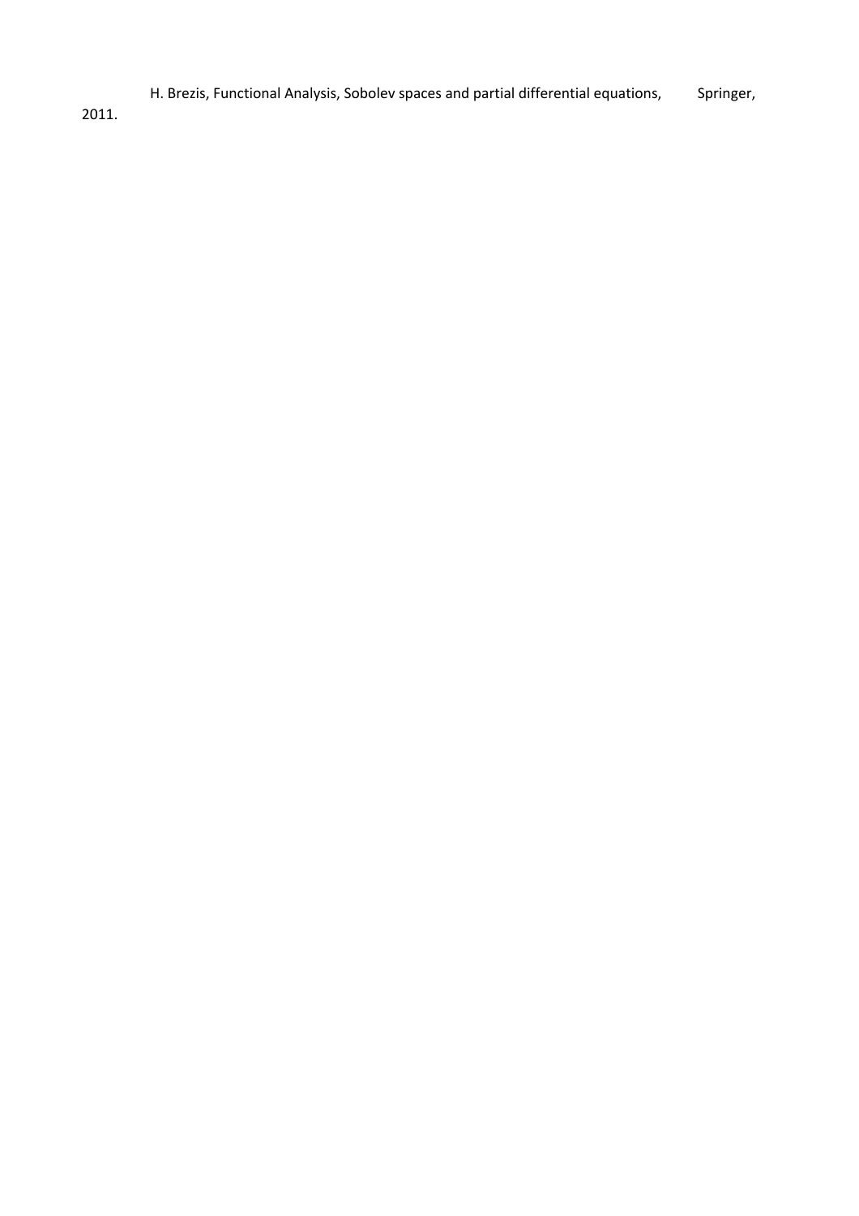H. Brezis, Functional Analysis, Sobolev spaces and partial differential equations, Springer, 2011.